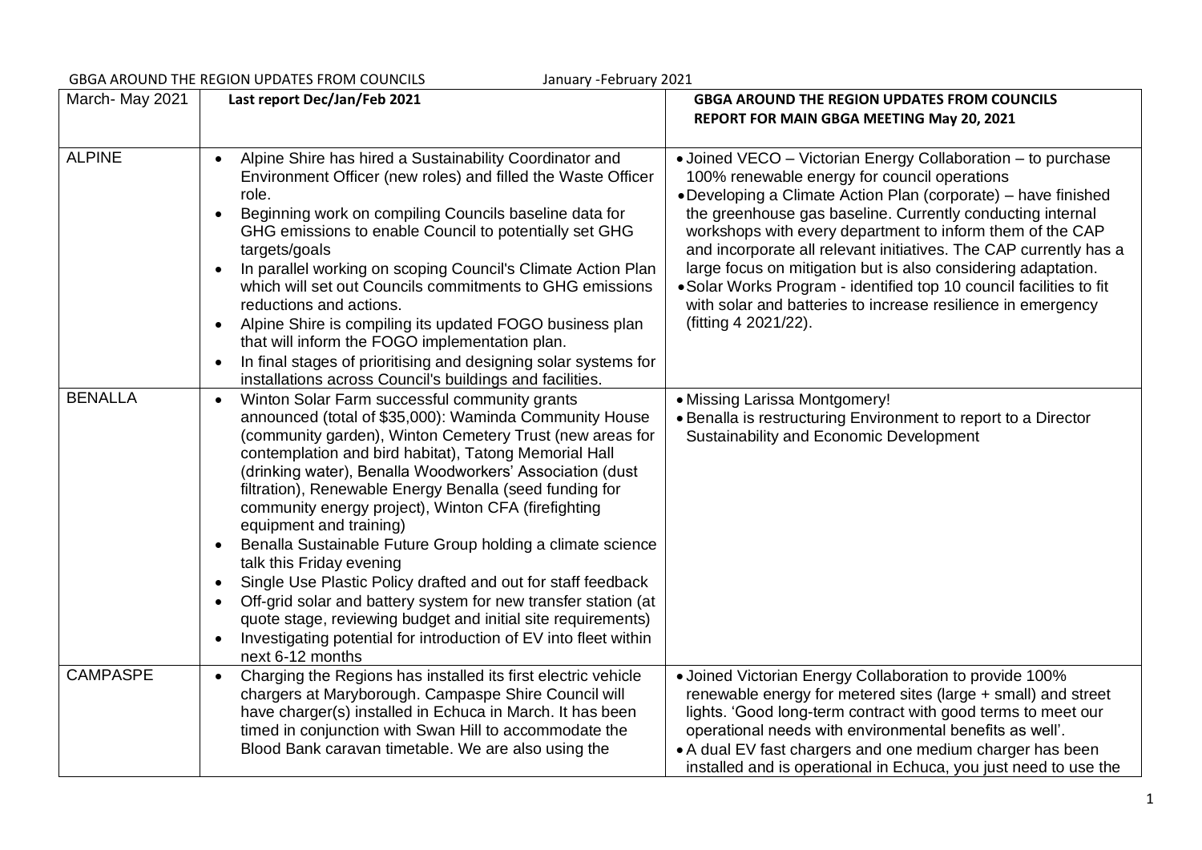GBGA AROUND THE REGION UPDATES FROM COUNCILS January -February 2021

| March- May 2021 | **Last report Dec/Jan/Feb 2021** | **GBGA AROUND THE REGION UPDATES FROM COUNCILS REPORT FOR MAIN GBGA MEETING May 20, 2021** |
|---|---|---|
| ALPINE | • Alpine Shire has hired a Sustainability Coordinator and Environment Officer (new roles) and filled the Waste Officer role.<br>• Beginning work on compiling Councils baseline data for GHG emissions to enable Council to potentially set GHG targets/goals<br>• In parallel working on scoping Council's Climate Action Plan which will set out Councils commitments to GHG emissions reductions and actions.<br>• Alpine Shire is compiling its updated FOGO business plan that will inform the FOGO implementation plan.<br>• In final stages of prioritising and designing solar systems for installations across Council's buildings and facilities. | • Joined VECO – Victorian Energy Collaboration – to purchase 100% renewable energy for council operations<br>• Developing a Climate Action Plan (corporate) – have finished the greenhouse gas baseline. Currently conducting internal workshops with every department to inform them of the CAP and incorporate all relevant initiatives. The CAP currently has a large focus on mitigation but is also considering adaptation.<br>• Solar Works Program - identified top 10 council facilities to fit with solar and batteries to increase resilience in emergency (fitting 4 2021/22). |
| BENALLA | • Winton Solar Farm successful community grants announced (total of $35,000): Waminda Community House (community garden), Winton Cemetery Trust (new areas for contemplation and bird habitat), Tatong Memorial Hall (drinking water), Benalla Woodworkers' Association (dust filtration), Renewable Energy Benalla (seed funding for community energy project), Winton CFA (firefighting equipment and training)<br>• Benalla Sustainable Future Group holding a climate science talk this Friday evening<br>• Single Use Plastic Policy drafted and out for staff feedback<br>• Off-grid solar and battery system for new transfer station (at quote stage, reviewing budget and initial site requirements)<br>• Investigating potential for introduction of EV into fleet within next 6-12 months | • Missing Larissa Montgomery!<br>• Benalla is restructuring Environment to report to a Director Sustainability and Economic Development |
| CAMPASPE | • Charging the Regions has installed its first electric vehicle chargers at Maryborough. Campaspe Shire Council will have charger(s) installed in Echuca in March. It has been timed in conjunction with Swan Hill to accommodate the Blood Bank caravan timetable. We are also using the | • Joined Victorian Energy Collaboration to provide 100% renewable energy for metered sites (large + small) and street lights. 'Good long-term contract with good terms to meet our operational needs with environmental benefits as well'.<br>• A dual EV fast chargers and one medium charger has been installed and is operational in Echuca, you just need to use the |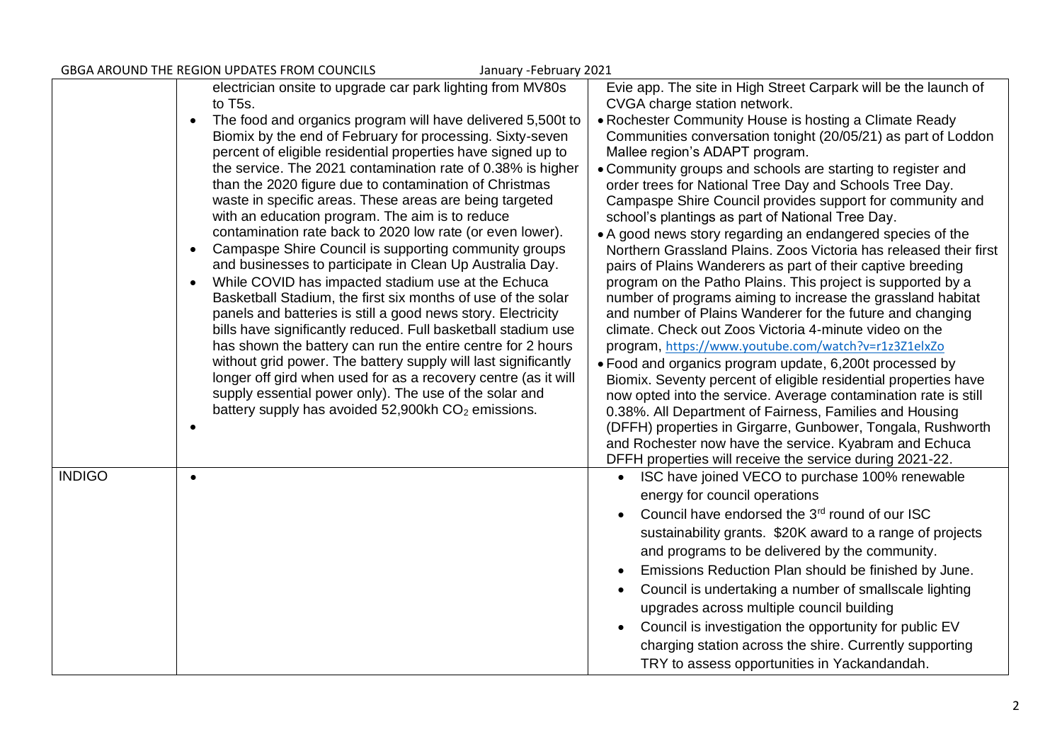| | | |
|---|---|---|
| | electrician onsite to upgrade car park lighting from MV80s to T5s.<br>• The food and organics program will have delivered 5,500t to Biomix by the end of February for processing. Sixty-seven percent of eligible residential properties have signed up to the service. The 2021 contamination rate of 0.38% is higher than the 2020 figure due to contamination of Christmas waste in specific areas. These areas are being targeted with an education program. The aim is to reduce contamination rate back to 2020 low rate (or even lower).<br>• Campaspe Shire Council is supporting community groups and businesses to participate in Clean Up Australia Day.<br>• While COVID has impacted stadium use at the Echuca Basketball Stadium, the first six months of use of the solar panels and batteries is still a good news story. Electricity bills have significantly reduced. Full basketball stadium use has shown the battery can run the entire centre for 2 hours without grid power. The battery supply will last significantly longer off gird when used for as a recovery centre (as it will supply essential power only). The use of the solar and battery supply has avoided 52,900kh $CO_2$ emissions.<br>• | Evie app. The site in High Street Carpark will be the launch of CVGA charge station network.<br>• Rochester Community House is hosting a Climate Ready Communities conversation tonight (20/05/21) as part of Loddon Mallee region's ADAPT program.<br>• Community groups and schools are starting to register and order trees for National Tree Day and Schools Tree Day. Campaspe Shire Council provides support for community and school's plantings as part of National Tree Day.<br>• A good news story regarding an endangered species of the Northern Grassland Plains. Zoos Victoria has released their first pairs of Plains Wanderers as part of their captive breeding program on the Patho Plains. This project is supported by a number of programs aiming to increase the grassland habitat and number of Plains Wanderer for the future and changing climate. Check out Zoos Victoria 4-minute video on the program, https://www.youtube.com/watch?v=r1z3Z1elxZo<br>• Food and organics program update, 6,200t processed by Biomix. Seventy percent of eligible residential properties have now opted into the service. Average contamination rate is still 0.38%. All Department of Fairness, Families and Housing (DFFH) properties in Girgarre, Gunbower, Tongala, Rushworth and Rochester now have the service. Kyabram and Echuca DFFH properties will receive the service during 2021-22. |
| INDIGO | • | • ISC have joined VECO to purchase 100% renewable energy for council operations<br>• Council have endorsed the 3rd round of our ISC sustainability grants. $20K award to a range of projects and programs to be delivered by the community.<br>• Emissions Reduction Plan should be finished by June.<br>• Council is undertaking a number of smallscale lighting upgrades across multiple council building<br>• Council is investigation the opportunity for public EV charging station across the shire. Currently supporting TRY to assess opportunities in Yackandandah. |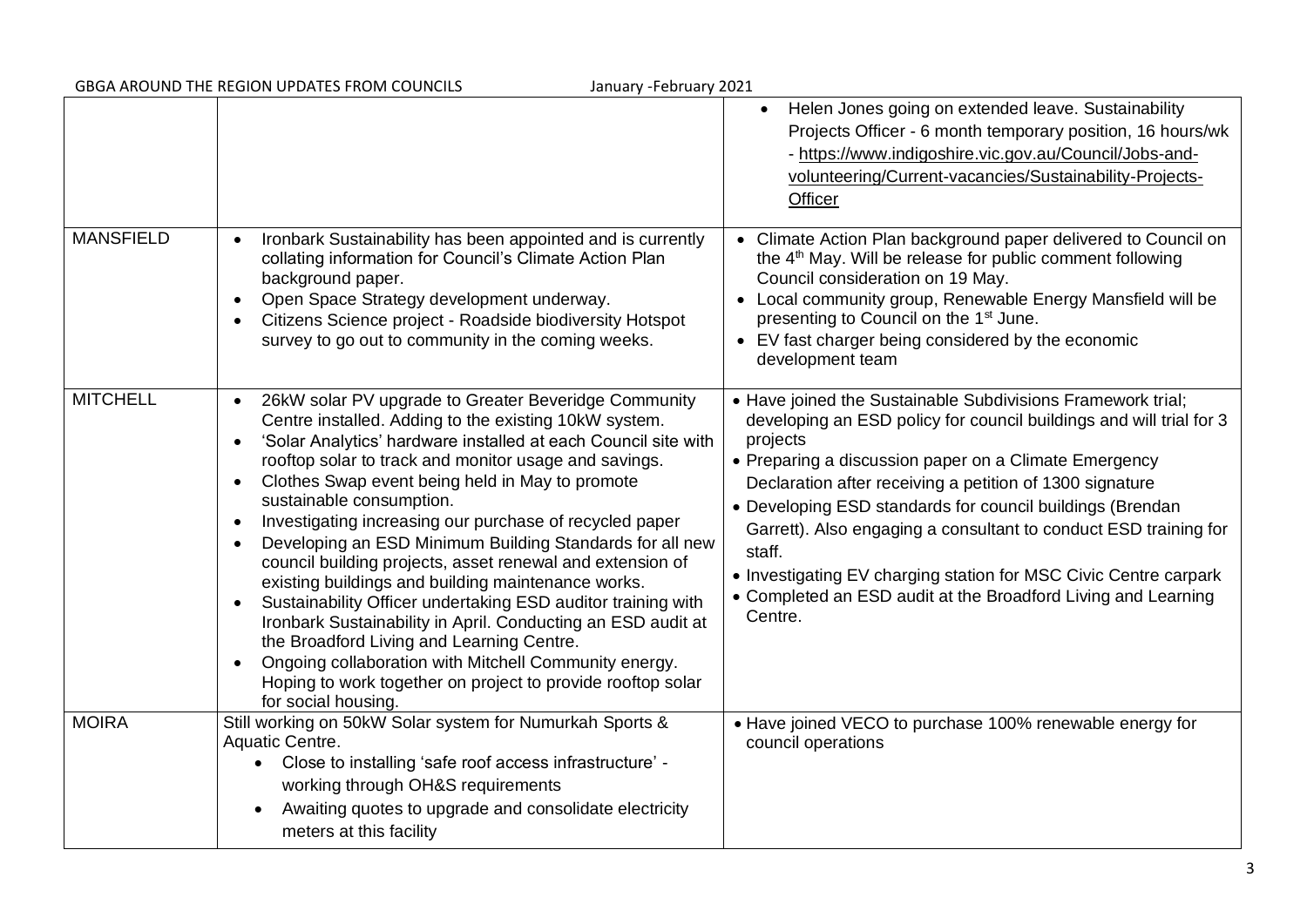| | | |
|---|---|---|
| | | • Helen Jones going on extended leave. Sustainability Projects Officer - 6 month temporary position, 16 hours/wk - https://www.indigoshire.vic.gov.au/Council/Jobs-and-volunteering/Current-vacancies/Sustainability-Projects-Officer |
| MANSFIELD | • Ironbark Sustainability has been appointed and is currently collating information for Council's Climate Action Plan background paper.<br>• Open Space Strategy development underway.<br>• Citizens Science project - Roadside biodiversity Hotspot survey to go out to community in the coming weeks. | • Climate Action Plan background paper delivered to Council on the 4th May. Will be release for public comment following Council consideration on 19 May.<br>• Local community group, Renewable Energy Mansfield will be presenting to Council on the 1st June.<br>• EV fast charger being considered by the economic development team |
| MITCHELL | • 26kW solar PV upgrade to Greater Beveridge Community Centre installed. Adding to the existing 10kW system.<br>• 'Solar Analytics' hardware installed at each Council site with rooftop solar to track and monitor usage and savings.<br>• Clothes Swap event being held in May to promote sustainable consumption.<br>• Investigating increasing our purchase of recycled paper<br>• Developing an ESD Minimum Building Standards for all new council building projects, asset renewal and extension of existing buildings and building maintenance works.<br>• Sustainability Officer undertaking ESD auditor training with Ironbark Sustainability in April. Conducting an ESD audit at the Broadford Living and Learning Centre.<br>• Ongoing collaboration with Mitchell Community energy. Hoping to work together on project to provide rooftop solar for social housing. | • Have joined the Sustainable Subdivisions Framework trial; developing an ESD policy for council buildings and will trial for 3 projects<br>• Preparing a discussion paper on a Climate Emergency Declaration after receiving a petition of 1300 signature<br>• Developing ESD standards for council buildings (Brendan Garrett). Also engaging a consultant to conduct ESD training for staff.<br>• Investigating EV charging station for MSC Civic Centre carpark<br>• Completed an ESD audit at the Broadford Living and Learning Centre. |
| MOIRA | Still working on 50kW Solar system for Numurkah Sports & Aquatic Centre.<br>• Close to installing 'safe roof access infrastructure' - working through OH&S requirements<br>• Awaiting quotes to upgrade and consolidate electricity meters at this facility | • Have joined VECO to purchase 100% renewable energy for council operations |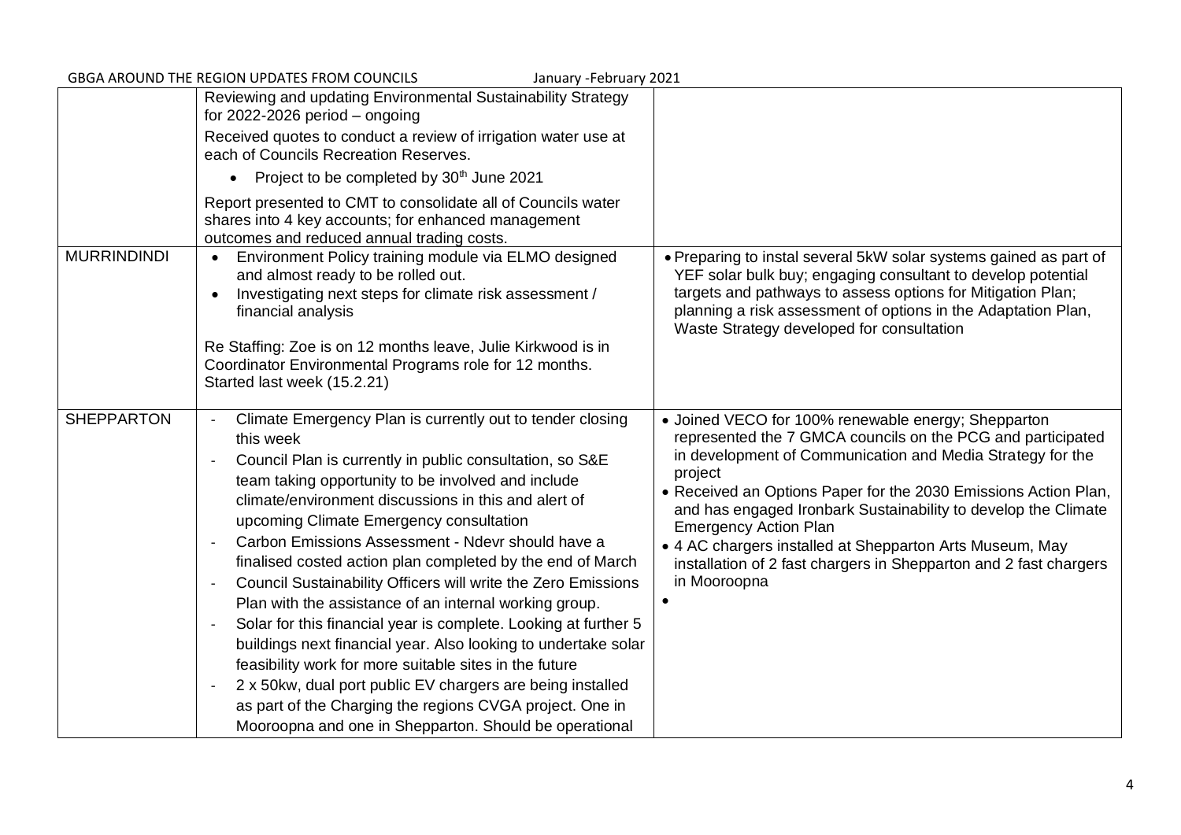| | | |
|---|---|---|
| | Reviewing and updating Environmental Sustainability Strategy for 2022-2026 period – ongoing<br><br>Received quotes to conduct a review of irrigation water use at each of Councils Recreation Reserves.<br><br>• Project to be completed by 30th June 2021<br><br>Report presented to CMT to consolidate all of Councils water shares into 4 key accounts; for enhanced management outcomes and reduced annual trading costs. | |
| MURRINDINDI | • Environment Policy training module via ELMO designed and almost ready to be rolled out.<br>• Investigating next steps for climate risk assessment / financial analysis<br><br>Re Staffing: Zoe is on 12 months leave, Julie Kirkwood is in Coordinator Environmental Programs role for 12 months. Started last week (15.2.21) | • Preparing to instal several 5kW solar systems gained as part of YEF solar bulk buy; engaging consultant to develop potential targets and pathways to assess options for Mitigation Plan; planning a risk assessment of options in the Adaptation Plan, Waste Strategy developed for consultation |
| SHEPPARTON | - Climate Emergency Plan is currently out to tender closing this week<br>- Council Plan is currently in public consultation, so S&E team taking opportunity to be involved and include climate/environment discussions in this and alert of upcoming Climate Emergency consultation<br>- Carbon Emissions Assessment - Ndevr should have a finalised costed action plan completed by the end of March<br>- Council Sustainability Officers will write the Zero Emissions Plan with the assistance of an internal working group.<br>- Solar for this financial year is complete. Looking at further 5 buildings next financial year. Also looking to undertake solar feasibility work for more suitable sites in the future<br>- 2 x 50kw, dual port public EV chargers are being installed as part of the Charging the regions CVGA project. One in Mooroopna and one in Shepparton. Should be operational | • Joined VECO for 100% renewable energy; Shepparton represented the 7 GMCA councils on the PCG and participated in development of Communication and Media Strategy for the project<br>• Received an Options Paper for the 2030 Emissions Action Plan, and has engaged Ironbark Sustainability to develop the Climate Emergency Action Plan<br>• 4 AC chargers installed at Shepparton Arts Museum, May installation of 2 fast chargers in Shepparton and 2 fast chargers in Mooroopna<br>• |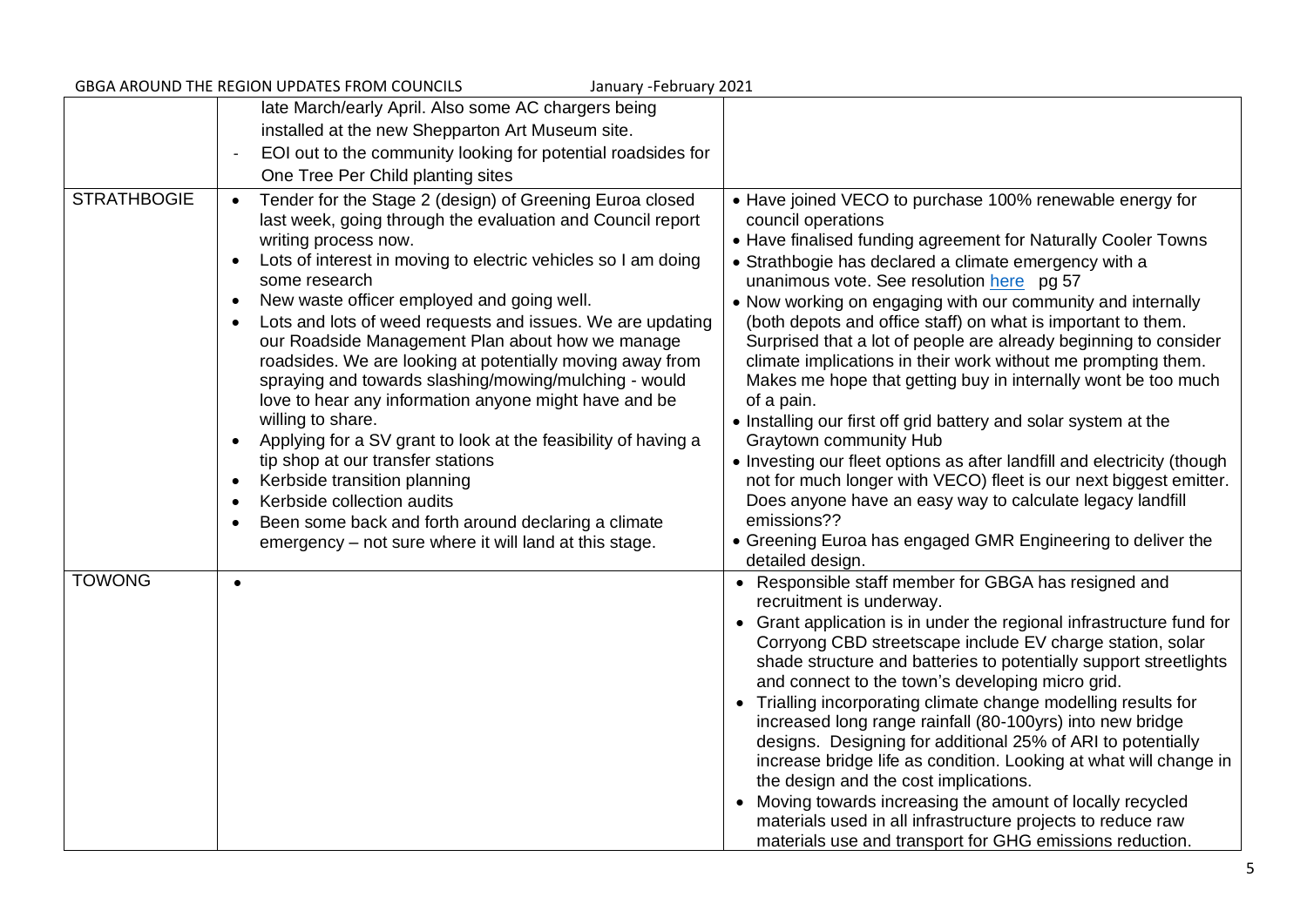| | | |
|---|---|---|
| | late March/early April. Also some AC chargers being installed at the new Shepparton Art Museum site.<br>- EOI out to the community looking for potential roadsides for One Tree Per Child planting sites | |
| STRATHBOGIE | • Tender for the Stage 2 (design) of Greening Euroa closed last week, going through the evaluation and Council report writing process now.<br>• Lots of interest in moving to electric vehicles so I am doing some research<br>• New waste officer employed and going well.<br>• Lots and lots of weed requests and issues. We are updating our Roadside Management Plan about how we manage roadsides. We are looking at potentially moving away from spraying and towards slashing/mowing/mulching - would love to hear any information anyone might have and be willing to share.<br>• Applying for a SV grant to look at the feasibility of having a tip shop at our transfer stations<br>• Kerbside transition planning<br>• Kerbside collection audits<br>• Been some back and forth around declaring a climate emergency – not sure where it will land at this stage. | • Have joined VECO to purchase 100% renewable energy for council operations<br>• Have finalised funding agreement for Naturally Cooler Towns<br>• Strathbogie has declared a climate emergency with a unanimous vote. See resolution [here](here) pg 57<br>• Now working on engaging with our community and internally (both depots and office staff) on what is important to them. Surprised that a lot of people are already beginning to consider climate implications in their work without me prompting them. Makes me hope that getting buy in internally wont be too much of a pain.<br>• Installing our first off grid battery and solar system at the Graytown community Hub<br>• Investing our fleet options as after landfill and electricity (though not for much longer with VECO) fleet is our next biggest emitter. Does anyone have an easy way to calculate legacy landfill emissions??<br>• Greening Euroa has engaged GMR Engineering to deliver the detailed design. |
| TOWONG | • | • Responsible staff member for GBGA has resigned and recruitment is underway.<br>• Grant application is in under the regional infrastructure fund for Corryong CBD streetscape include EV charge station, solar shade structure and batteries to potentially support streetlights and connect to the town's developing micro grid.<br>• Trialling incorporating climate change modelling results for increased long range rainfall (80-100yrs) into new bridge designs. Designing for additional 25% of ARI to potentially increase bridge life as condition. Looking at what will change in the design and the cost implications.<br>• Moving towards increasing the amount of locally recycled materials used in all infrastructure projects to reduce raw materials use and transport for GHG emissions reduction. |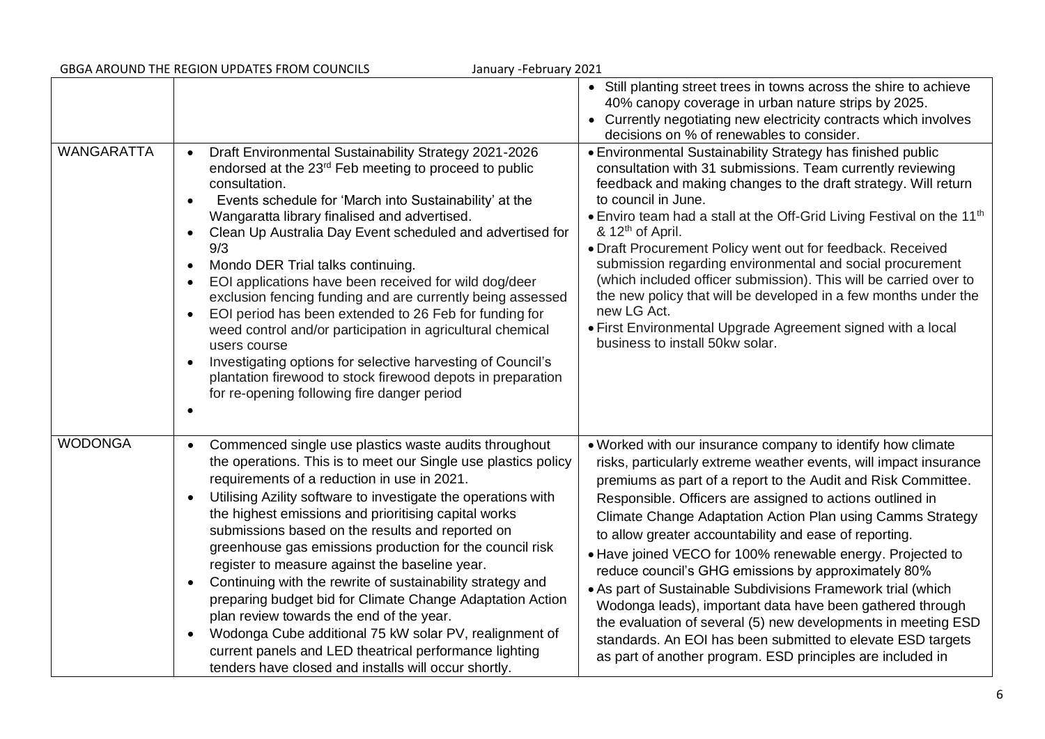| | | |
|---|---|---|
| | | • Still planting street trees in towns across the shire to achieve 40% canopy coverage in urban nature strips by 2025.<br>• Currently negotiating new electricity contracts which involves decisions on % of renewables to consider. |
| WANGARATTA | • Draft Environmental Sustainability Strategy 2021-2026 endorsed at the 23rd Feb meeting to proceed to public consultation.<br>• Events schedule for 'March into Sustainability' at the Wangaratta library finalised and advertised.<br>• Clean Up Australia Day Event scheduled and advertised for 9/3<br>• Mondo DER Trial talks continuing.<br>• EOI applications have been received for wild dog/deer exclusion fencing funding and are currently being assessed<br>• EOI period has been extended to 26 Feb for funding for weed control and/or participation in agricultural chemical users course<br>• Investigating options for selective harvesting of Council's plantation firewood to stock firewood depots in preparation for re-opening following fire danger period<br>• | • Environmental Sustainability Strategy has finished public consultation with 31 submissions. Team currently reviewing feedback and making changes to the draft strategy. Will return to council in June.<br>• Enviro team had a stall at the Off-Grid Living Festival on the 11th & 12th of April.<br>• Draft Procurement Policy went out for feedback. Received submission regarding environmental and social procurement (which included officer submission). This will be carried over to the new policy that will be developed in a few months under the new LG Act.<br>• First Environmental Upgrade Agreement signed with a local business to install 50kw solar. |
| WODONGA | • Commenced single use plastics waste audits throughout the operations. This is to meet our Single use plastics policy requirements of a reduction in use in 2021.<br>• Utilising Azility software to investigate the operations with the highest emissions and prioritising capital works submissions based on the results and reported on greenhouse gas emissions production for the council risk register to measure against the baseline year.<br>• Continuing with the rewrite of sustainability strategy and preparing budget bid for Climate Change Adaptation Action plan review towards the end of the year.<br>• Wodonga Cube additional 75 kW solar PV, realignment of current panels and LED theatrical performance lighting tenders have closed and installs will occur shortly. | • Worked with our insurance company to identify how climate risks, particularly extreme weather events, will impact insurance premiums as part of a report to the Audit and Risk Committee. Responsible. Officers are assigned to actions outlined in Climate Change Adaptation Action Plan using Camms Strategy to allow greater accountability and ease of reporting.<br>• Have joined VECO for 100% renewable energy. Projected to reduce council's GHG emissions by approximately 80%<br>• As part of Sustainable Subdivisions Framework trial (which Wodonga leads), important data have been gathered through the evaluation of several (5) new developments in meeting ESD standards. An EOI has been submitted to elevate ESD targets as part of another program. ESD principles are included in |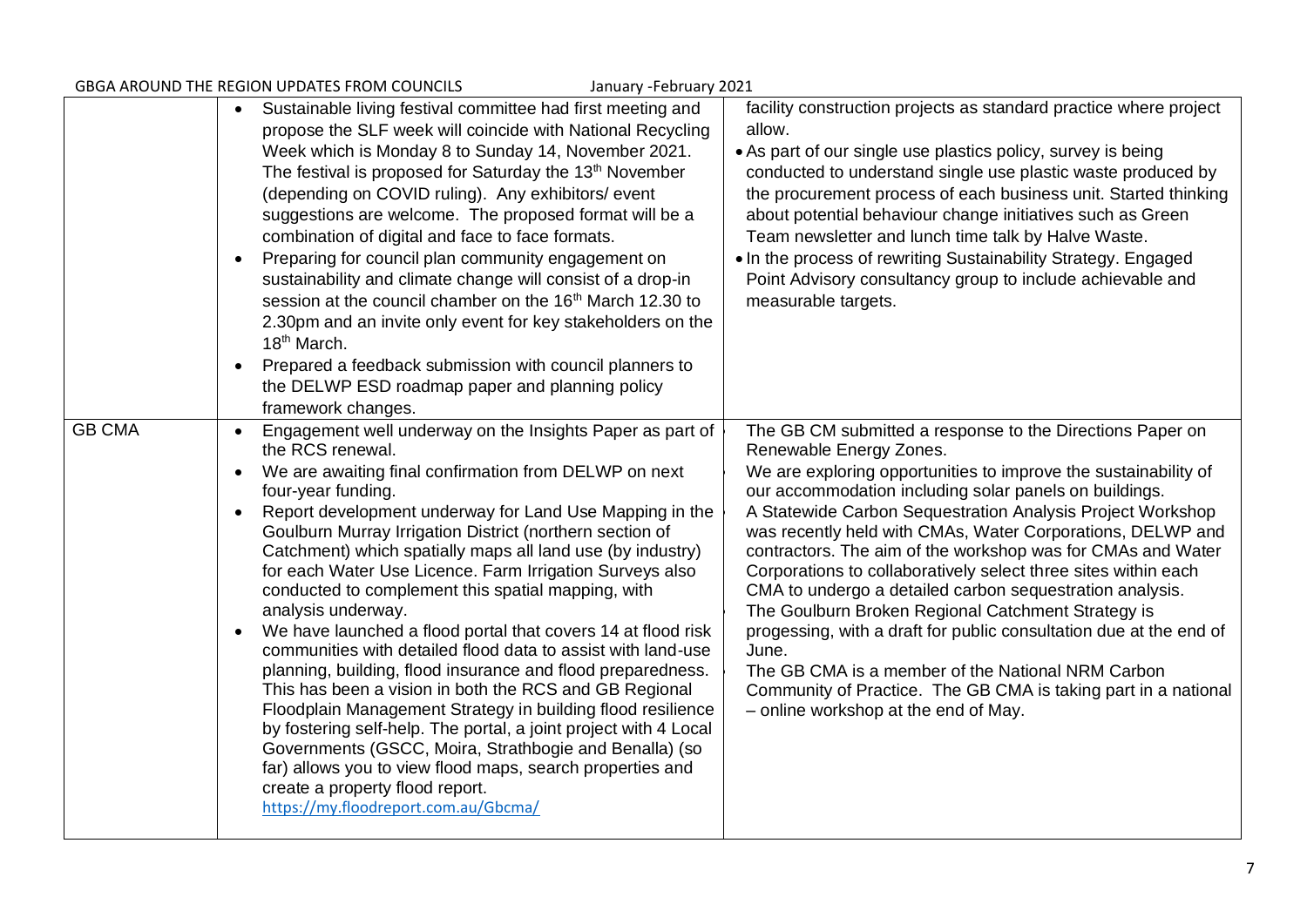| | | |
|---|---|---|
| | • Sustainable living festival committee had first meeting and propose the SLF week will coincide with National Recycling Week which is Monday 8 to Sunday 14, November 2021. The festival is proposed for Saturday the 13th November (depending on COVID ruling). Any exhibitors/ event suggestions are welcome. The proposed format will be a combination of digital and face to face formats.<br>• Preparing for council plan community engagement on sustainability and climate change will consist of a drop-in session at the council chamber on the 16th March 12.30 to 2.30pm and an invite only event for key stakeholders on the 18th March.<br>• Prepared a feedback submission with council planners to the DELWP ESD roadmap paper and planning policy framework changes. | facility construction projects as standard practice where project allow.<br>• As part of our single use plastics policy, survey is being conducted to understand single use plastic waste produced by the procurement process of each business unit. Started thinking about potential behaviour change initiatives such as Green Team newsletter and lunch time talk by Halve Waste.<br>• In the process of rewriting Sustainability Strategy. Engaged Point Advisory consultancy group to include achievable and measurable targets. |
| GB CMA | • Engagement well underway on the Insights Paper as part of the RCS renewal.<br>• We are awaiting final confirmation from DELWP on next four-year funding.<br>• Report development underway for Land Use Mapping in the Goulburn Murray Irrigation District (northern section of Catchment) which spatially maps all land use (by industry) for each Water Use Licence. Farm Irrigation Surveys also conducted to complement this spatial mapping, with analysis underway.<br>• We have launched a flood portal that covers 14 at flood risk communities with detailed flood data to assist with land-use planning, building, flood insurance and flood preparedness. This has been a vision in both the RCS and GB Regional Floodplain Management Strategy in building flood resilience by fostering self-help. The portal, a joint project with 4 Local Governments (GSCC, Moira, Strathbogie and Benalla) (so far) allows you to view flood maps, search properties and create a property flood report. https://my.floodreport.com.au/Gbcma/ | The GB CM submitted a response to the Directions Paper on Renewable Energy Zones.<br>We are exploring opportunities to improve the sustainability of our accommodation including solar panels on buildings.<br>A Statewide Carbon Sequestration Analysis Project Workshop was recently held with CMAs, Water Corporations, DELWP and contractors. The aim of the workshop was for CMAs and Water Corporations to collaboratively select three sites within each CMA to undergo a detailed carbon sequestration analysis.<br>The Goulburn Broken Regional Catchment Strategy is progessing, with a draft for public consultation due at the end of June.<br>The GB CMA is a member of the National NRM Carbon Community of Practice. The GB CMA is taking part in a national – online workshop at the end of May. |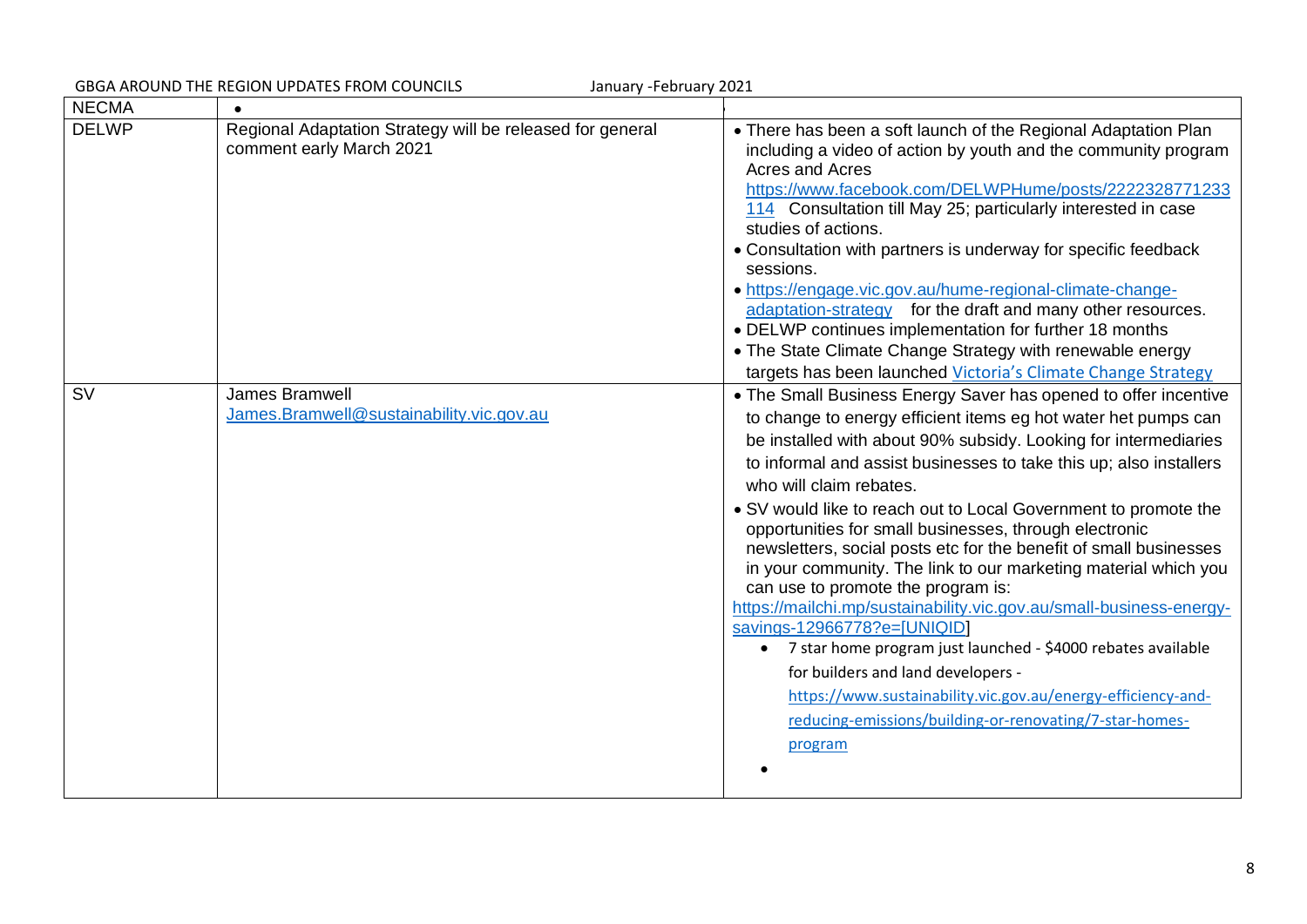GBGA AROUND THE REGION UPDATES FROM COUNCILS January -February 2021

| | | |
|---|---|---|
| NECMA | • | |
| DELWP | Regional Adaptation Strategy will be released for general comment early March 2021 | • There has been a soft launch of the Regional Adaptation Plan including a video of action by youth and the community program Acres and Acres https://www.facebook.com/DELWPHume/posts/2222328771233114 Consultation till May 25; particularly interested in case studies of actions.<br>• Consultation with partners is underway for specific feedback sessions.<br>• https://engage.vic.gov.au/hume-regional-climate-change-adaptation-strategy for the draft and many other resources.<br>• DELWP continues implementation for further 18 months<br>• The State Climate Change Strategy with renewable energy targets has been launched Victoria's Climate Change Strategy |
| SV | James Bramwell<br>James.Bramwell@sustainability.vic.gov.au | • The Small Business Energy Saver has opened to offer incentive to change to energy efficient items eg hot water het pumps can be installed with about 90% subsidy. Looking for intermediaries to informal and assist businesses to take this up; also installers who will claim rebates.<br>• SV would like to reach out to Local Government to promote the opportunities for small businesses, through electronic newsletters, social posts etc for the benefit of small businesses in your community. The link to our marketing material which you can use to promote the program is:<br>https://mailchi.mp/sustainability.vic.gov.au/small-business-energy-savings-12966778?e=[UNIQID]<br>• 7 star home program just launched - $4000 rebates available for builders and land developers - https://www.sustainability.vic.gov.au/energy-efficiency-and-reducing-emissions/building-or-renovating/7-star-homes-program<br>• |